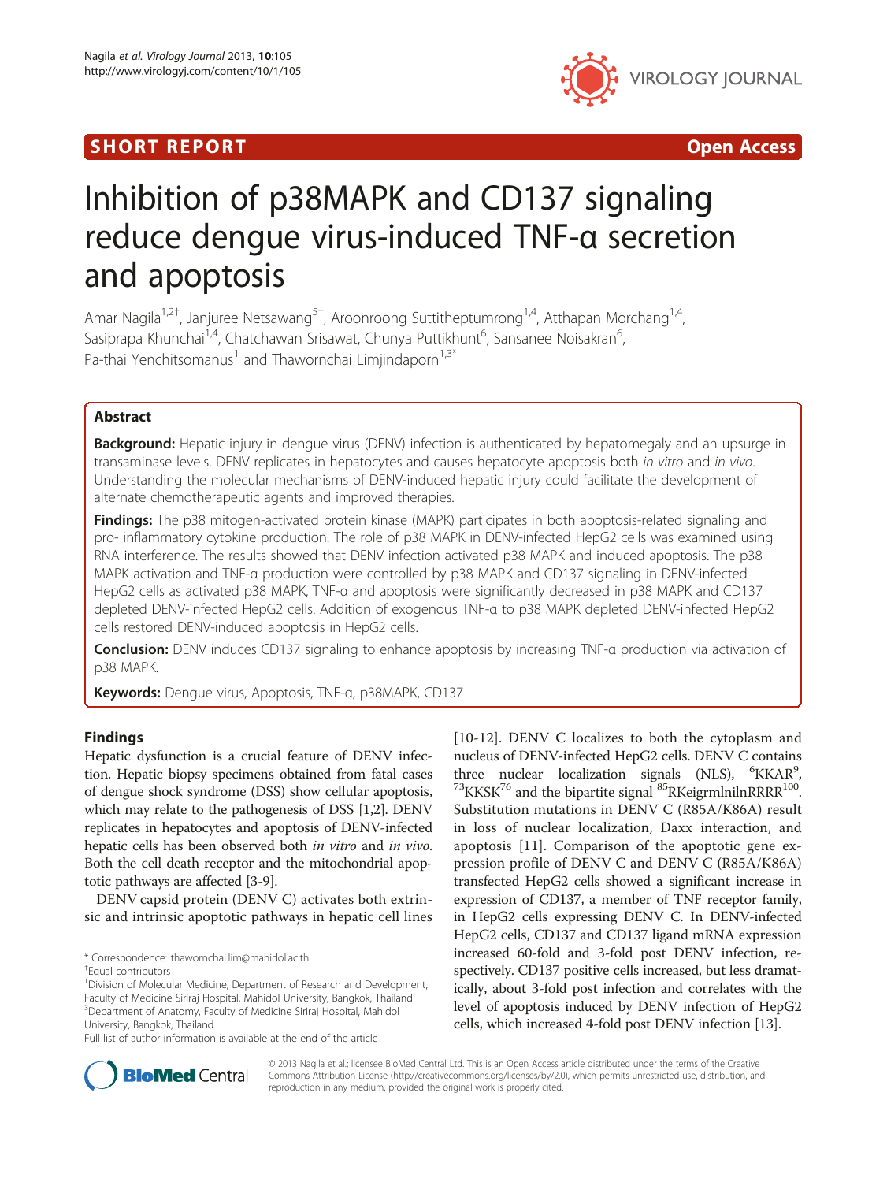SHORT REPORT

Open Access

# Inhibition of p38MAPK and CD137 signaling reduce dengue virus-induced TNF-α secretion and apoptosis

Amar Nagila[1,2†], Janjuree Netsawang[5†], Aroonroong Suttitheptumrong[1,4], Atthapan Morchang[1,4], Sasiprapa Khunchai[1,4], Chatchawan Srisawat, Chunya Puttikhunt[6], Sansanee Noisakran[6], Pa-thai Yenchitsomanus[1] and Thawornchai Limjindaporn[1,3*]

## Abstract

**Background:** Hepatic injury in dengue virus (DENV) infection is authenticated by hepatomegaly and an upsurge in transaminase levels. DENV replicates in hepatocytes and causes hepatocyte apoptosis both *in vitro* and *in vivo*. Understanding the molecular mechanisms of DENV-induced hepatic injury could facilitate the development of alternate chemotherapeutic agents and improved therapies.

**Findings:** The p38 mitogen-activated protein kinase (MAPK) participates in both apoptosis-related signaling and pro- inflammatory cytokine production. The role of p38 MAPK in DENV-infected HepG2 cells was examined using RNA interference. The results showed that DENV infection activated p38 MAPK and induced apoptosis. The p38 MAPK activation and TNF-α production were controlled by p38 MAPK and CD137 signaling in DENV-infected HepG2 cells as activated p38 MAPK, TNF-α and apoptosis were significantly decreased in p38 MAPK and CD137 depleted DENV-infected HepG2 cells. Addition of exogenous TNF-α to p38 MAPK depleted DENV-infected HepG2 cells restored DENV-induced apoptosis in HepG2 cells.

**Conclusion:** DENV induces CD137 signaling to enhance apoptosis by increasing TNF-α production via activation of p38 MAPK.

**Keywords:** Dengue virus, Apoptosis, TNF-α, p38MAPK, CD137

## Findings

Hepatic dysfunction is a crucial feature of DENV infection. Hepatic biopsy specimens obtained from fatal cases of dengue shock syndrome (DSS) show cellular apoptosis, which may relate to the pathogenesis of DSS [1,2]. DENV replicates in hepatocytes and apoptosis of DENV-infected hepatic cells has been observed both *in vitro* and *in vivo*. Both the cell death receptor and the mitochondrial apoptotic pathways are affected [3-9].

DENV capsid protein (DENV C) activates both extrinsic and intrinsic apoptotic pathways in hepatic cell lines [10-12]. DENV C localizes to both the cytoplasm and nucleus of DENV-infected HepG2 cells. DENV C contains three nuclear localization signals (NLS), [6]KKAR[9], [73]KKSK[76] and the bipartite signal [85]RKeigrmlnilnRRRR[100]. Substitution mutations in DENV C (R85A/K86A) result in loss of nuclear localization, Daxx interaction, and apoptosis [11]. Comparison of the apoptotic gene expression profile of DENV C and DENV C (R85A/K86A) transfected HepG2 cells showed a significant increase in expression of CD137, a member of TNF receptor family, in HepG2 cells expressing DENV C. In DENV-infected HepG2 cells, CD137 and CD137 ligand mRNA expression increased 60-fold and 3-fold post DENV infection, respectively. CD137 positive cells increased, but less dramatically, about 3-fold post infection and correlates with the level of apoptosis induced by DENV infection of HepG2 cells, which increased 4-fold post DENV infection [13].

\* Correspondence: thawornchai.lim@mahidol.ac.th
†Equal contributors
[1]Division of Molecular Medicine, Department of Research and Development, Faculty of Medicine Siriraj Hospital, Mahidol University, Bangkok, Thailand
[3]Department of Anatomy, Faculty of Medicine Siriraj Hospital, Mahidol University, Bangkok, Thailand
Full list of author information is available at the end of the article

© 2013 Nagila et al.; licensee BioMed Central Ltd. This is an Open Access article distributed under the terms of the Creative Commons Attribution License (http://creativecommons.org/licenses/by/2.0), which permits unrestricted use, distribution, and reproduction in any medium, provided the original work is properly cited.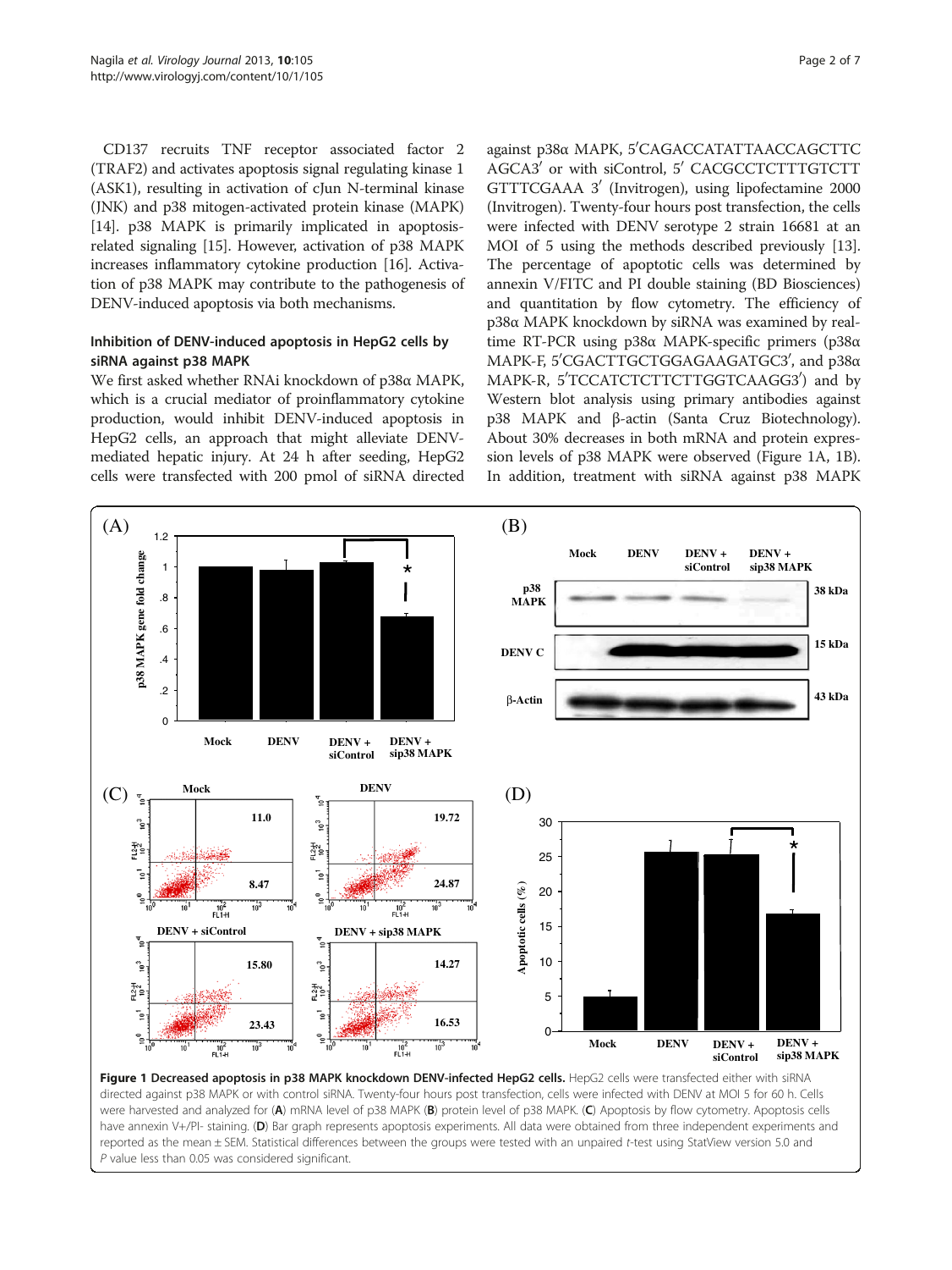CD137 recruits TNF receptor associated factor 2 (TRAF2) and activates apoptosis signal regulating kinase 1 (ASK1), resulting in activation of cJun N-terminal kinase (JNK) and p38 mitogen-activated protein kinase (MAPK) [14]. p38 MAPK is primarily implicated in apoptosis-related signaling [15]. However, activation of p38 MAPK increases inflammatory cytokine production [16]. Activation of p38 MAPK may contribute to the pathogenesis of DENV-induced apoptosis via both mechanisms.

### Inhibition of DENV-induced apoptosis in HepG2 cells by siRNA against p38 MAPK

We first asked whether RNAi knockdown of p38α MAPK, which is a crucial mediator of proinflammatory cytokine production, would inhibit DENV-induced apoptosis in HepG2 cells, an approach that might alleviate DENV-mediated hepatic injury. At 24 h after seeding, HepG2 cells were transfected with 200 pmol of siRNA directed against p38α MAPK, 5′CAGACCATATTAACCAGCTTCAGCA3′ or with siControl, 5′ CACGCCTCTTTGTCTTGTTTCGAAA 3′ (Invitrogen), using lipofectamine 2000 (Invitrogen). Twenty-four hours post transfection, the cells were infected with DENV serotype 2 strain 16681 at an MOI of 5 using the methods described previously [13]. The percentage of apoptotic cells was determined by annexin V/FITC and PI double staining (BD Biosciences) and quantitation by flow cytometry. The efficiency of p38α MAPK knockdown by siRNA was examined by real-time RT-PCR using p38α MAPK-specific primers (p38α MAPK-F, 5′CGACTTGCTGGAGAAGATGC3′, and p38α MAPK-R, 5′TCCATCTCTTCTTGGTCAAGG3′) and by Western blot analysis using primary antibodies against p38 MAPK and β-actin (Santa Cruz Biotechnology). About 30% decreases in both mRNA and protein expression levels of p38 MAPK were observed (Figure 1A, 1B). In addition, treatment with siRNA against p38 MAPK

**Figure 1 Decreased apoptosis in p38 MAPK knockdown DENV-infected HepG2 cells.** HepG2 cells were transfected either with siRNA directed against p38 MAPK or with control siRNA. Twenty-four hours post transfection, cells were infected with DENV at MOI 5 for 60 h. Cells were harvested and analyzed for (**A**) mRNA level of p38 MAPK (**B**) protein level of p38 MAPK. (**C**) Apoptosis by flow cytometry. Apoptosis cells have annexin V+/PI- staining. (**D**) Bar graph represents apoptosis experiments. All data were obtained from three independent experiments and reported as the mean ± SEM. Statistical differences between the groups were tested with an unpaired *t*-test using StatView version 5.0 and *P* value less than 0.05 was considered significant.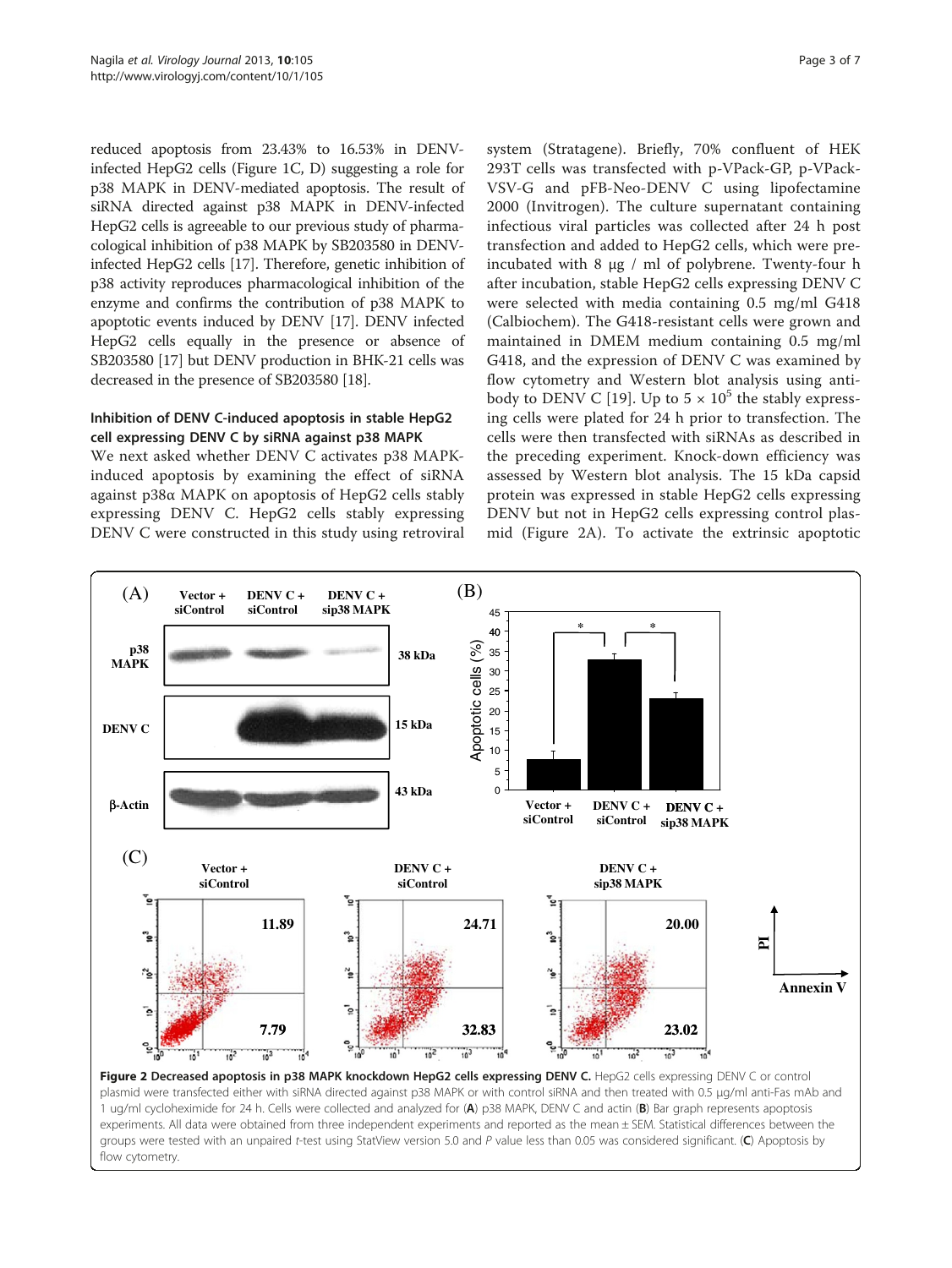reduced apoptosis from 23.43% to 16.53% in DENV-infected HepG2 cells (Figure 1C, D) suggesting a role for p38 MAPK in DENV-mediated apoptosis. The result of siRNA directed against p38 MAPK in DENV-infected HepG2 cells is agreeable to our previous study of pharmacological inhibition of p38 MAPK by SB203580 in DENV-infected HepG2 cells [17]. Therefore, genetic inhibition of p38 activity reproduces pharmacological inhibition of the enzyme and confirms the contribution of p38 MAPK to apoptotic events induced by DENV [17]. DENV infected HepG2 cells equally in the presence or absence of SB203580 [17] but DENV production in BHK-21 cells was decreased in the presence of SB203580 [18].

### Inhibition of DENV C-induced apoptosis in stable HepG2 cell expressing DENV C by siRNA against p38 MAPK

We next asked whether DENV C activates p38 MAPK-induced apoptosis by examining the effect of siRNA against p38α MAPK on apoptosis of HepG2 cells stably expressing DENV C. HepG2 cells stably expressing DENV C were constructed in this study using retroviral system (Stratagene). Briefly, 70% confluent of HEK 293T cells was transfected with p-VPack-GP, p-VPack-VSV-G and pFB-Neo-DENV C using lipofectamine 2000 (Invitrogen). The culture supernatant containing infectious viral particles was collected after 24 h post transfection and added to HepG2 cells, which were pre-incubated with 8 μg / ml of polybrene. Twenty-four h after incubation, stable HepG2 cells expressing DENV C were selected with media containing 0.5 mg/ml G418 (Calbiochem). The G418-resistant cells were grown and maintained in DMEM medium containing 0.5 mg/ml G418, and the expression of DENV C was examined by flow cytometry and Western blot analysis using antibody to DENV C [19]. Up to $5 \times 10^5$ the stably expressing cells were plated for 24 h prior to transfection. The cells were then transfected with siRNAs as described in the preceding experiment. Knock-down efficiency was assessed by Western blot analysis. The 15 kDa capsid protein was expressed in stable HepG2 cells expressing DENV but not in HepG2 cells expressing control plasmid (Figure 2A). To activate the extrinsic apoptotic

**Figure 2 Decreased apoptosis in p38 MAPK knockdown HepG2 cells expressing DENV C.** HepG2 cells expressing DENV C or control plasmid were transfected either with siRNA directed against p38 MAPK or with control siRNA and then treated with 0.5 μg/ml anti-Fas mAb and 1 ug/ml cycloheximide for 24 h. Cells were collected and analyzed for (**A**) p38 MAPK, DENV C and actin (**B**) Bar graph represents apoptosis experiments. All data were obtained from three independent experiments and reported as the mean ± SEM. Statistical differences between the groups were tested with an unpaired *t*-test using StatView version 5.0 and *P* value less than 0.05 was considered significant. (**C**) Apoptosis by flow cytometry.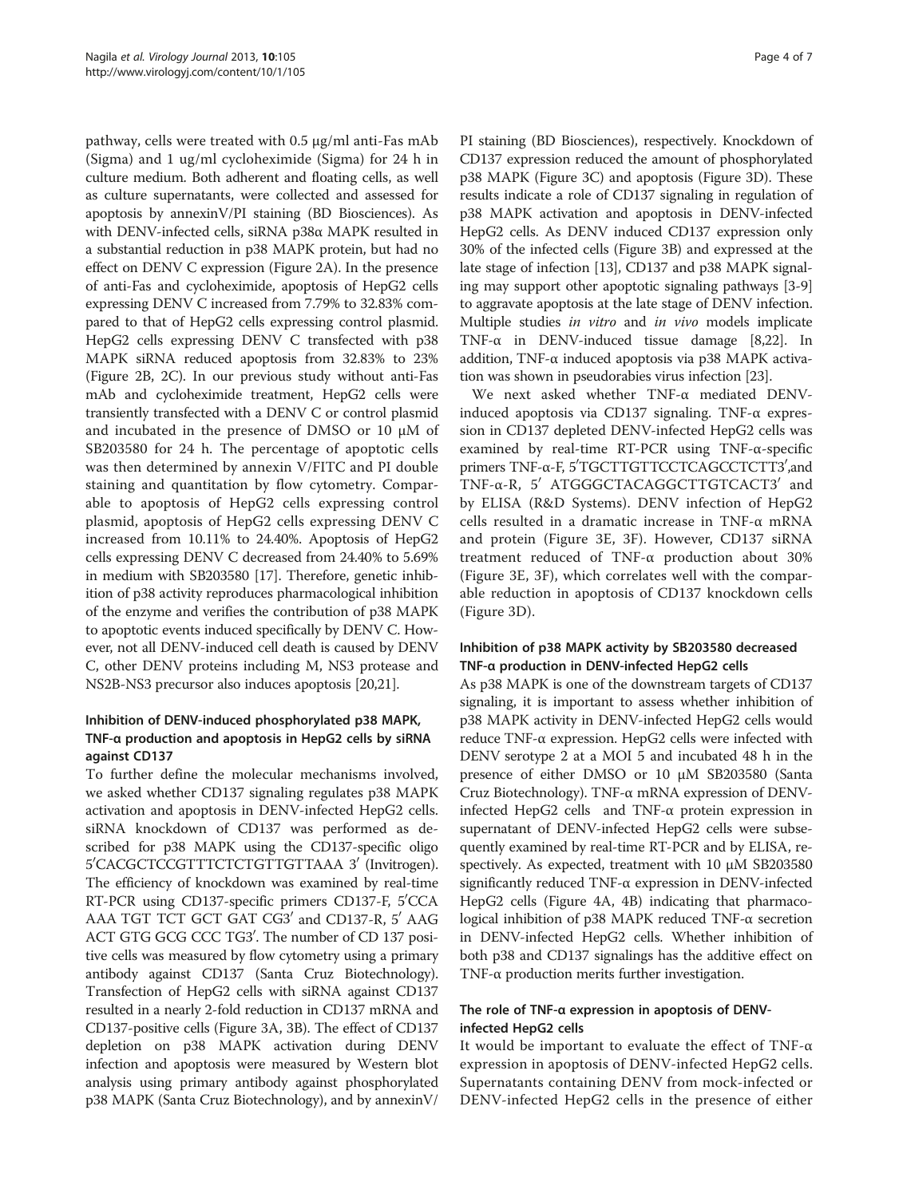pathway, cells were treated with 0.5 μg/ml anti-Fas mAb (Sigma) and 1 ug/ml cycloheximide (Sigma) for 24 h in culture medium. Both adherent and floating cells, as well as culture supernatants, were collected and assessed for apoptosis by annexinV/PI staining (BD Biosciences). As with DENV-infected cells, siRNA p38α MAPK resulted in a substantial reduction in p38 MAPK protein, but had no effect on DENV C expression (Figure 2A). In the presence of anti-Fas and cycloheximide, apoptosis of HepG2 cells expressing DENV C increased from 7.79% to 32.83% compared to that of HepG2 cells expressing control plasmid. HepG2 cells expressing DENV C transfected with p38 MAPK siRNA reduced apoptosis from 32.83% to 23% (Figure 2B, 2C). In our previous study without anti-Fas mAb and cycloheximide treatment, HepG2 cells were transiently transfected with a DENV C or control plasmid and incubated in the presence of DMSO or 10 μM of SB203580 for 24 h. The percentage of apoptotic cells was then determined by annexin V/FITC and PI double staining and quantitation by flow cytometry. Comparable to apoptosis of HepG2 cells expressing control plasmid, apoptosis of HepG2 cells expressing DENV C increased from 10.11% to 24.40%. Apoptosis of HepG2 cells expressing DENV C decreased from 24.40% to 5.69% in medium with SB203580 [17]. Therefore, genetic inhibition of p38 activity reproduces pharmacological inhibition of the enzyme and verifies the contribution of p38 MAPK to apoptotic events induced specifically by DENV C. However, not all DENV-induced cell death is caused by DENV C, other DENV proteins including M, NS3 protease and NS2B-NS3 precursor also induces apoptosis [20,21].

### Inhibition of DENV-induced phosphorylated p38 MAPK, TNF-α production and apoptosis in HepG2 cells by siRNA against CD137

To further define the molecular mechanisms involved, we asked whether CD137 signaling regulates p38 MAPK activation and apoptosis in DENV-infected HepG2 cells. siRNA knockdown of CD137 was performed as described for p38 MAPK using the CD137-specific oligo 5′CACGCTCCGTTTCTCTGTTGTTAAA 3′ (Invitrogen). The efficiency of knockdown was examined by real-time RT-PCR using CD137-specific primers CD137-F, 5′CCA AAA TGT TCT GCT GAT CG3′ and CD137-R, 5′ AAG ACT GTG GCG CCC TG3′. The number of CD 137 positive cells was measured by flow cytometry using a primary antibody against CD137 (Santa Cruz Biotechnology). Transfection of HepG2 cells with siRNA against CD137 resulted in a nearly 2-fold reduction in CD137 mRNA and CD137-positive cells (Figure 3A, 3B). The effect of CD137 depletion on p38 MAPK activation during DENV infection and apoptosis were measured by Western blot analysis using primary antibody against phosphorylated p38 MAPK (Santa Cruz Biotechnology), and by annexinV/PI staining (BD Biosciences), respectively. Knockdown of CD137 expression reduced the amount of phosphorylated p38 MAPK (Figure 3C) and apoptosis (Figure 3D). These results indicate a role of CD137 signaling in regulation of p38 MAPK activation and apoptosis in DENV-infected HepG2 cells. As DENV induced CD137 expression only 30% of the infected cells (Figure 3B) and expressed at the late stage of infection [13], CD137 and p38 MAPK signaling may support other apoptotic signaling pathways [3-9] to aggravate apoptosis at the late stage of DENV infection. Multiple studies *in vitro* and *in vivo* models implicate TNF-α in DENV-induced tissue damage [8,22]. In addition, TNF-α induced apoptosis via p38 MAPK activation was shown in pseudorabies virus infection [23].

We next asked whether TNF-α mediated DENV-induced apoptosis via CD137 signaling. TNF-α expression in CD137 depleted DENV-infected HepG2 cells was examined by real-time RT-PCR using TNF-α-specific primers TNF-α-F, 5′TGCTTGTTCCTCAGCCTCTT3′,and TNF-α-R, 5′ ATGGGCTACAGGCTTGTCACT3′ and by ELISA (R&D Systems). DENV infection of HepG2 cells resulted in a dramatic increase in TNF-α mRNA and protein (Figure 3E, 3F). However, CD137 siRNA treatment reduced of TNF-α production about 30% (Figure 3E, 3F), which correlates well with the comparable reduction in apoptosis of CD137 knockdown cells (Figure 3D).

### Inhibition of p38 MAPK activity by SB203580 decreased TNF-α production in DENV-infected HepG2 cells

As p38 MAPK is one of the downstream targets of CD137 signaling, it is important to assess whether inhibition of p38 MAPK activity in DENV-infected HepG2 cells would reduce TNF-α expression. HepG2 cells were infected with DENV serotype 2 at a MOI 5 and incubated 48 h in the presence of either DMSO or 10 μM SB203580 (Santa Cruz Biotechnology). TNF-α mRNA expression of DENV-infected HepG2 cells and TNF-α protein expression in supernatant of DENV-infected HepG2 cells were subsequently examined by real-time RT-PCR and by ELISA, respectively. As expected, treatment with 10 μM SB203580 significantly reduced TNF-α expression in DENV-infected HepG2 cells (Figure 4A, 4B) indicating that pharmacological inhibition of p38 MAPK reduced TNF-α secretion in DENV-infected HepG2 cells. Whether inhibition of both p38 and CD137 signalings has the additive effect on TNF-α production merits further investigation.

### The role of TNF-α expression in apoptosis of DENV-infected HepG2 cells

It would be important to evaluate the effect of TNF-α expression in apoptosis of DENV-infected HepG2 cells. Supernatants containing DENV from mock-infected or DENV-infected HepG2 cells in the presence of either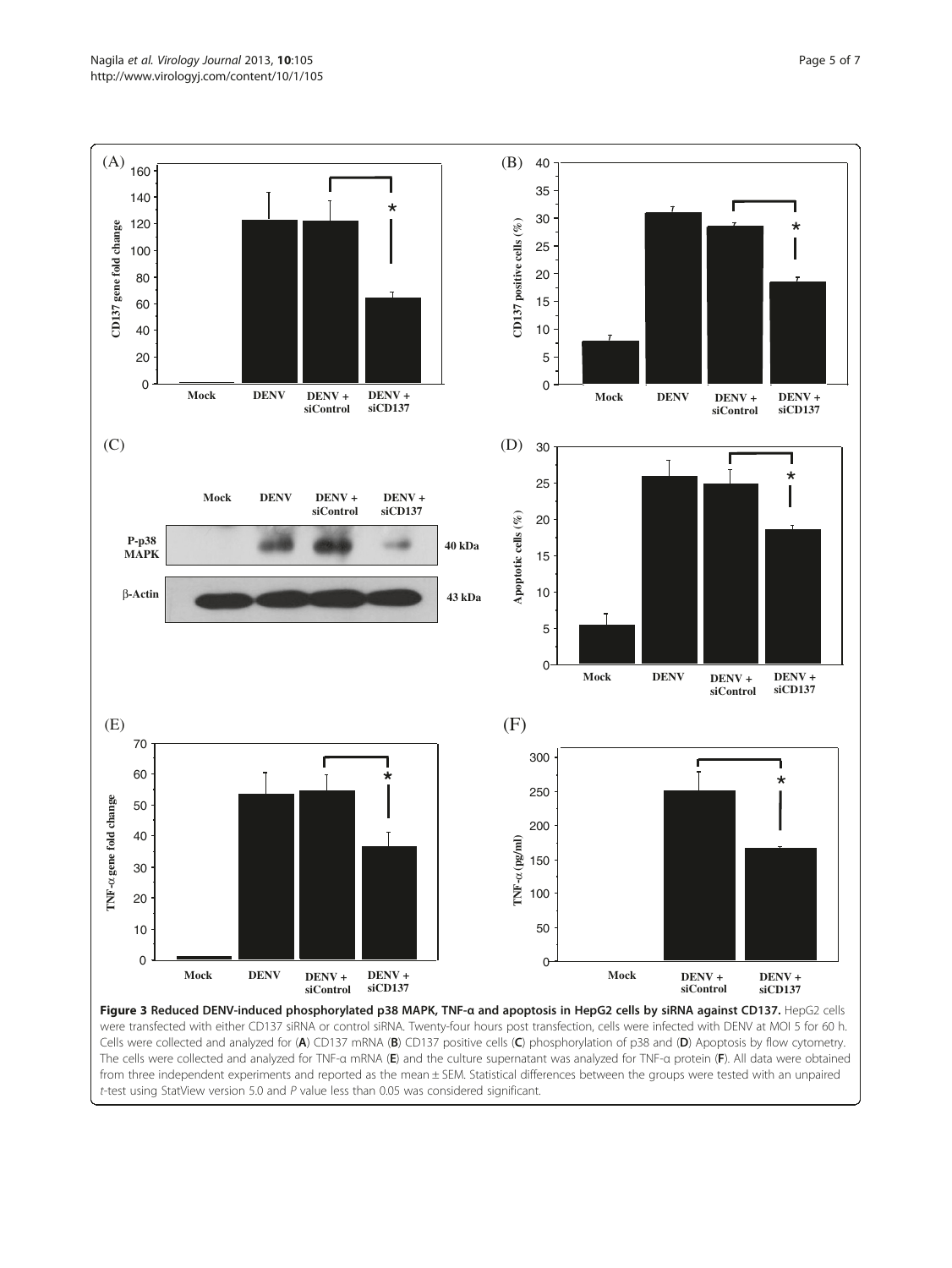**Figure 3 Reduced DENV-induced phosphorylated p38 MAPK, TNF-α and apoptosis in HepG2 cells by siRNA against CD137.** HepG2 cells were transfected with either CD137 siRNA or control siRNA. Twenty-four hours post transfection, cells were infected with DENV at MOI 5 for 60 h. Cells were collected and analyzed for (**A**) CD137 mRNA (**B**) CD137 positive cells (**C**) phosphorylation of p38 and (**D**) Apoptosis by flow cytometry. The cells were collected and analyzed for TNF-α mRNA (**E**) and the culture supernatant was analyzed for TNF-α protein (**F**). All data were obtained from three independent experiments and reported as the mean ± SEM. Statistical differences between the groups were tested with an unpaired *t*-test using StatView version 5.0 and *P* value less than 0.05 was considered significant.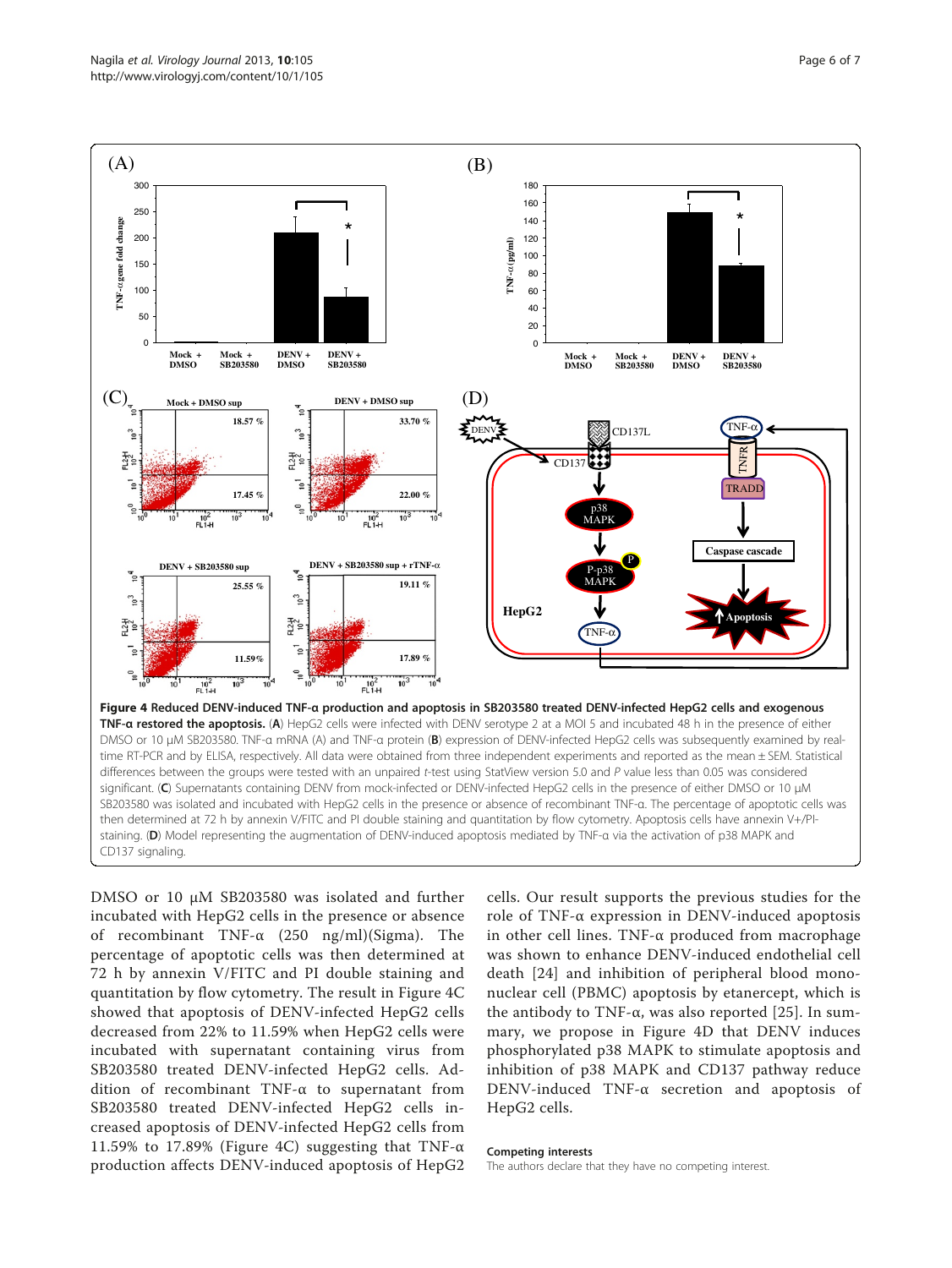**Figure 4 Reduced DENV-induced TNF-α production and apoptosis in SB203580 treated DENV-infected HepG2 cells and exogenous TNF-α restored the apoptosis.** (**A**) HepG2 cells were infected with DENV serotype 2 at a MOI 5 and incubated 48 h in the presence of either DMSO or 10 μM SB203580. TNF-α mRNA (A) and TNF-α protein (**B**) expression of DENV-infected HepG2 cells was subsequently examined by real-time RT-PCR and by ELISA, respectively. All data were obtained from three independent experiments and reported as the mean ± SEM. Statistical differences between the groups were tested with an unpaired *t*-test using StatView version 5.0 and *P* value less than 0.05 was considered significant. (**C**) Supernatants containing DENV from mock-infected or DENV-infected HepG2 cells in the presence of either DMSO or 10 μM SB203580 was isolated and incubated with HepG2 cells in the presence or absence of recombinant TNF-α. The percentage of apoptotic cells was then determined at 72 h by annexin V/FITC and PI double staining and quantitation by flow cytometry. Apoptosis cells have annexin V+/PI-staining. (**D**) Model representing the augmentation of DENV-induced apoptosis mediated by TNF-α via the activation of p38 MAPK and CD137 signaling.

DMSO or 10 μM SB203580 was isolated and further incubated with HepG2 cells in the presence or absence of recombinant TNF-α (250 ng/ml)(Sigma). The percentage of apoptotic cells was then determined at 72 h by annexin V/FITC and PI double staining and quantitation by flow cytometry. The result in Figure 4C showed that apoptosis of DENV-infected HepG2 cells decreased from 22% to 11.59% when HepG2 cells were incubated with supernatant containing virus from SB203580 treated DENV-infected HepG2 cells. Addition of recombinant TNF-α to supernatant from SB203580 treated DENV-infected HepG2 cells increased apoptosis of DENV-infected HepG2 cells from 11.59% to 17.89% (Figure 4C) suggesting that TNF-α production affects DENV-induced apoptosis of HepG2 cells. Our result supports the previous studies for the role of TNF-α expression in DENV-induced apoptosis in other cell lines. TNF-α produced from macrophage was shown to enhance DENV-induced endothelial cell death [24] and inhibition of peripheral blood mononuclear cell (PBMC) apoptosis by etanercept, which is the antibody to TNF-α, was also reported [25]. In summary, we propose in Figure 4D that DENV induces phosphorylated p38 MAPK to stimulate apoptosis and inhibition of p38 MAPK and CD137 pathway reduce DENV-induced TNF-α secretion and apoptosis of HepG2 cells.

#### Competing interests

The authors declare that they have no competing interest.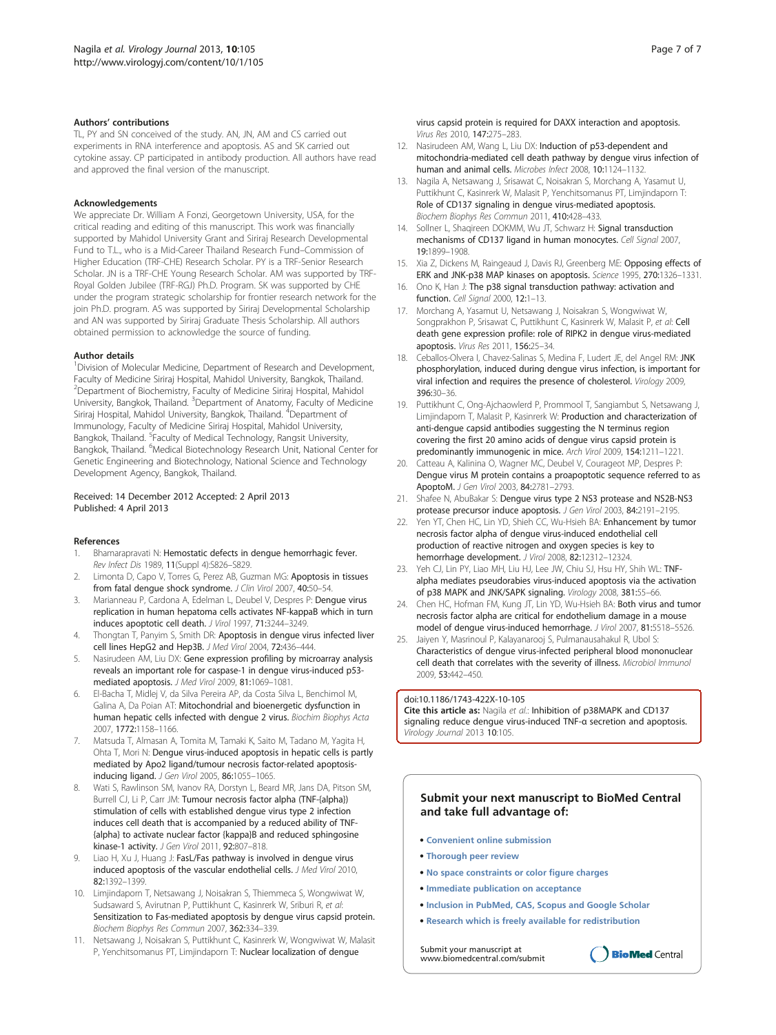### Authors' contributions

TL, PY and SN conceived of the study. AN, JN, AM and CS carried out experiments in RNA interference and apoptosis. AS and SK carried out cytokine assay. CP participated in antibody production. All authors have read and approved the final version of the manuscript.

### Acknowledgements

We appreciate Dr. William A Fonzi, Georgetown University, USA, for the critical reading and editing of this manuscript. This work was financially supported by Mahidol University Grant and Siriraj Research Developmental Fund to T.L., who is a Mid-Career Thailand Research Fund–Commission of Higher Education (TRF-CHE) Research Scholar. PY is a TRF-Senior Research Scholar. JN is a TRF-CHE Young Research Scholar. AM was supported by TRF-Royal Golden Jubilee (TRF-RGJ) Ph.D. Program. SK was supported by CHE under the program strategic scholarship for frontier research network for the join Ph.D. program. AS was supported by Siriraj Developmental Scholarship and AN was supported by Siriraj Graduate Thesis Scholarship. All authors obtained permission to acknowledge the source of funding.

### Author details

[1]Division of Molecular Medicine, Department of Research and Development, Faculty of Medicine Siriraj Hospital, Mahidol University, Bangkok, Thailand. [2]Department of Biochemistry, Faculty of Medicine Siriraj Hospital, Mahidol University, Bangkok, Thailand. [3]Department of Anatomy, Faculty of Medicine Siriraj Hospital, Mahidol University, Bangkok, Thailand. [4]Department of Immunology, Faculty of Medicine Siriraj Hospital, Mahidol University, Bangkok, Thailand. [5]Faculty of Medical Technology, Rangsit University, Bangkok, Thailand. [6]Medical Biotechnology Research Unit, National Center for Genetic Engineering and Biotechnology, National Science and Technology Development Agency, Bangkok, Thailand.

Received: 14 December 2012 Accepted: 2 April 2013
Published: 4 April 2013

### References

1. Bhamarapravati N: **Hemostatic defects in dengue hemorrhagic fever.** *Rev Infect Dis* 1989, **11**(Suppl 4):S826–S829.
2. Limonta D, Capo V, Torres G, Perez AB, Guzman MG: **Apoptosis in tissues from fatal dengue shock syndrome.** *J Clin Virol* 2007, **40**:50–54.
3. Marianneau P, Cardona A, Edelman L, Deubel V, Despres P: **Dengue virus replication in human hepatoma cells activates NF-kappaB which in turn induces apoptotic cell death.** *J Virol* 1997, **71**:3244–3249.
4. Thongtan T, Panyim S, Smith DR: **Apoptosis in dengue virus infected liver cell lines HepG2 and Hep3B.** *J Med Virol* 2004, **72**:436–444.
5. Nasirudeen AM, Liu DX: **Gene expression profiling by microarray analysis reveals an important role for caspase-1 in dengue virus-induced p53-mediated apoptosis.** *J Med Virol* 2009, **81**:1069–1081.
6. El-Bacha T, Midlej V, da Silva Pereira AP, da Costa Silva L, Benchimol M, Galina A, Da Poian AT: **Mitochondrial and bioenergetic dysfunction in human hepatic cells infected with dengue 2 virus.** *Biochim Biophys Acta* 2007, **1772**:1158–1166.
7. Matsuda T, Almasan A, Tomita M, Tamaki K, Saito M, Tadano M, Yagita H, Ohta T, Mori N: **Dengue virus-induced apoptosis in hepatic cells is partly mediated by Apo2 ligand/tumour necrosis factor-related apoptosis-inducing ligand.** *J Gen Virol* 2005, **86**:1055–1065.
8. Wati S, Rawlinson SM, Ivanov RA, Dorstyn L, Beard MR, Jans DA, Pitson SM, Burrell CJ, Li P, Carr JM: **Tumour necrosis factor alpha (TNF-{alpha}) stimulation of cells with established dengue virus type 2 infection induces cell death that is accompanied by a reduced ability of TNF-{alpha} to activate nuclear factor {kappa}B and reduced sphingosine kinase-1 activity.** *J Gen Virol* 2011, **92**:807–818.
9. Liao H, Xu J, Huang J: **FasL/Fas pathway is involved in dengue virus induced apoptosis of the vascular endothelial cells.** *J Med Virol* 2010, **82**:1392–1399.
10. Limjindaporn T, Netsawang J, Noisakran S, Thiemmeca S, Wongwiwat W, Sudsaward S, Avirutnan P, Puttikhunt C, Kasinrerk W, Sriburi R, *et al*: **Sensitization to Fas-mediated apoptosis by dengue virus capsid protein.** *Biochem Biophys Res Commun* 2007, **362**:334–339.
11. Netsawang J, Noisakran S, Puttikhunt C, Kasinrerk W, Wongwiwat W, Malasit P, Yenchitsomanus PT, Limjindaporn T: **Nuclear localization of dengue virus capsid protein is required for DAXX interaction and apoptosis.** *Virus Res* 2010, **147**:275–283.
12. Nasirudeen AM, Wang L, Liu DX: **Induction of p53-dependent and mitochondria-mediated cell death pathway by dengue virus infection of human and animal cells.** *Microbes Infect* 2008, **10**:1124–1132.
13. Nagila A, Netsawang J, Srisawat C, Noisakran S, Morchang A, Yasamut U, Puttikhunt C, Kasinrerk W, Malasit P, Yenchitsomanus PT, Limjindaporn T: **Role of CD137 signaling in dengue virus-mediated apoptosis.** *Biochem Biophys Res Commun* 2011, **410**:428–433.
14. Sollner L, Shaqireen DOKMM, Wu JT, Schwarz H: **Signal transduction mechanisms of CD137 ligand in human monocytes.** *Cell Signal* 2007, **19**:1899–1908.
15. Xia Z, Dickens M, Raingeaud J, Davis RJ, Greenberg ME: **Opposing effects of ERK and JNK-p38 MAP kinases on apoptosis.** *Science* 1995, **270**:1326–1331.
16. Ono K, Han J: **The p38 signal transduction pathway: activation and function.** *Cell Signal* 2000, **12**:1–13.
17. Morchang A, Yasamut U, Netsawang J, Noisakran S, Wongwiwat W, Songprakhon P, Srisawat C, Puttikhunt C, Kasinrerk W, Malasit P, *et al*: **Cell death gene expression profile: role of RIPK2 in dengue virus-mediated apoptosis.** *Virus Res* 2011, **156**:25–34.
18. Ceballos-Olvera I, Chavez-Salinas S, Medina F, Ludert JE, del Angel RM: **JNK phosphorylation, induced during dengue virus infection, is important for viral infection and requires the presence of cholesterol.** *Virology* 2009, **396**:30–36.
19. Puttikhunt C, Ong-Ajchaowlerd P, Prommool T, Sangiambut S, Netsawang J, Limjindaporn T, Malasit P, Kasinrerk W: **Production and characterization of anti-dengue capsid antibodies suggesting the N terminus region covering the first 20 amino acids of dengue virus capsid protein is predominantly immunogenic in mice.** *Arch Virol* 2009, **154**:1211–1221.
20. Catteau A, Kalinina O, Wagner MC, Deubel V, Courageot MP, Despres P: **Dengue virus M protein contains a proapoptotic sequence referred to as ApoptoM.** *J Gen Virol* 2003, **84**:2781–2793.
21. Shafee N, AbuBakar S: **Dengue virus type 2 NS3 protease and NS2B-NS3 protease precursor induce apoptosis.** *J Gen Virol* 2003, **84**:2191–2195.
22. Yen YT, Chen HC, Lin YD, Shieh CC, Wu-Hsieh BA: **Enhancement by tumor necrosis factor alpha of dengue virus-induced endothelial cell production of reactive nitrogen and oxygen species is key to hemorrhage development.** *J Virol* 2008, **82**:12312–12324.
23. Yeh CJ, Lin PY, Liao MH, Liu HJ, Lee JW, Chiu SJ, Hsu HY, Shih WL: **TNF-alpha mediates pseudorabies virus-induced apoptosis via the activation of p38 MAPK and JNK/SAPK signaling.** *Virology* 2008, **381**:55–66.
24. Chen HC, Hofman FM, Kung JT, Lin YD, Wu-Hsieh BA: **Both virus and tumor necrosis factor alpha are critical for endothelium damage in a mouse model of dengue virus-induced hemorrhage.** *J Virol* 2007, **81**:5518–5526.
25. Jaiyen Y, Masrinoul P, Kalayanarooj S, Pulmanausahakul R, Ubol S: **Characteristics of dengue virus-infected peripheral blood mononuclear cell death that correlates with the severity of illness.** *Microbiol Immunol* 2009, **53**:442–450.

doi:10.1186/1743-422X-10-105

**Cite this article as:** Nagila *et al.*: Inhibition of p38MAPK and CD137 signaling reduce dengue virus-induced TNF-α secretion and apoptosis. *Virology Journal* 2013 **10**:105.

**Submit your next manuscript to BioMed Central and take full advantage of:**

- Convenient online submission
- Thorough peer review
- No space constraints or color figure charges
- Immediate publication on acceptance
- Inclusion in PubMed, CAS, Scopus and Google Scholar
- Research which is freely available for redistribution

Submit your manuscript at
www.biomedcentral.com/submit

BioMed Central